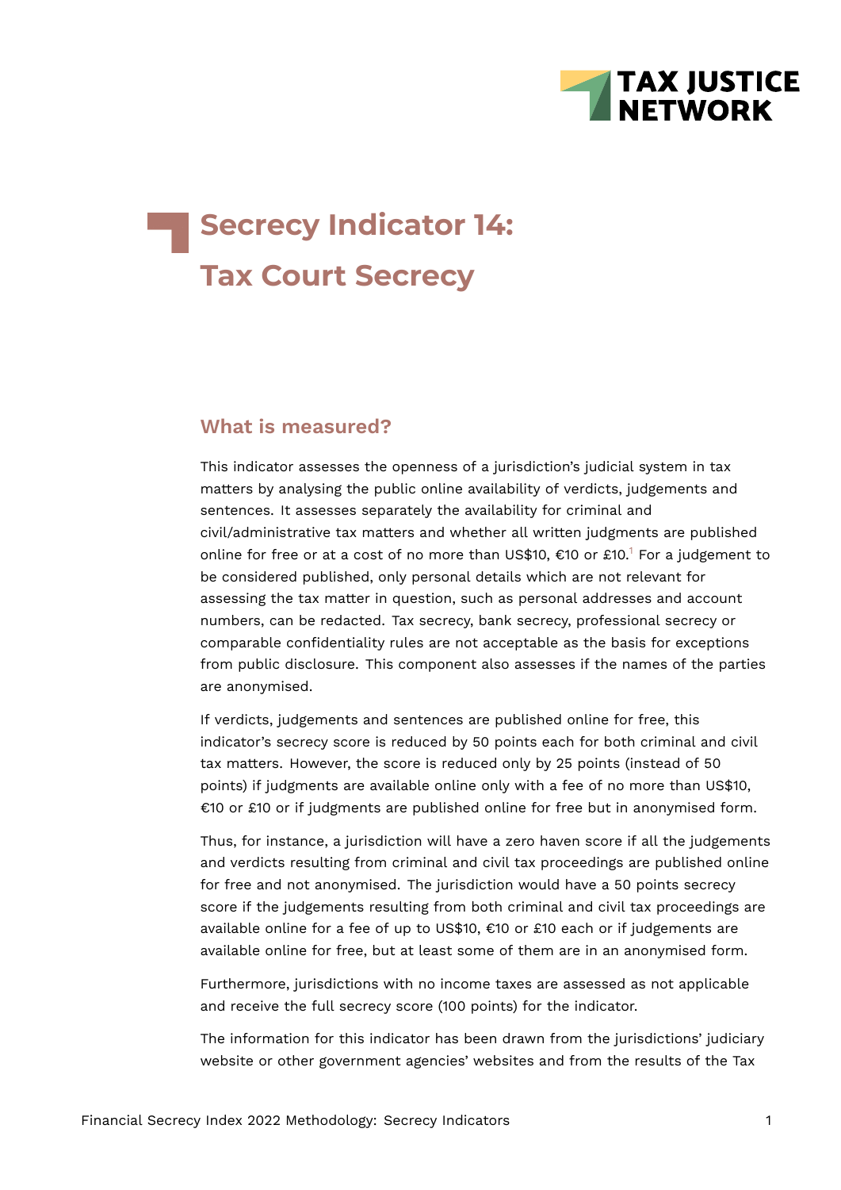# Secrecy Indicator 14: Tax Court Secrecy

## What is measured?

This indicator assesses the openness of a jurisdiction's judicial system in tax matters by analysing the public online availability of verdicts, judgements and sentences. It assesses separately the availability for criminal and civil/administrative tax matters and whether all written judgments are published online for free or at a cost of no more than US$10, €10 or £10.[1] For a judgement to be considered published, only personal details which are not relevant for assessing the tax matter in question, such as personal addresses and account numbers, can be redacted. Tax secrecy, bank secrecy, professional secrecy or comparable confidentiality rules are not acceptable as the basis for exceptions from public disclosure. This component also assesses if the names of the parties are anonymised.

If verdicts, judgements and sentences are published online for free, this indicator's secrecy score is reduced by 50 points each for both criminal and civil tax matters. However, the score is reduced only by 25 points (instead of 50 points) if judgments are available online only with a fee of no more than US$10, €10 or £10 or if judgments are published online for free but in anonymised form.

Thus, for instance, a jurisdiction will have a zero haven score if all the judgements and verdicts resulting from criminal and civil tax proceedings are published online for free and not anonymised. The jurisdiction would have a 50 points secrecy score if the judgements resulting from both criminal and civil tax proceedings are available online for a fee of up to US$10, €10 or £10 each or if judgements are available online for free, but at least some of them are in an anonymised form.

Furthermore, jurisdictions with no income taxes are assessed as not applicable and receive the full secrecy score (100 points) for the indicator.

The information for this indicator has been drawn from the jurisdictions' judiciary website or other government agencies' websites and from the results of the Tax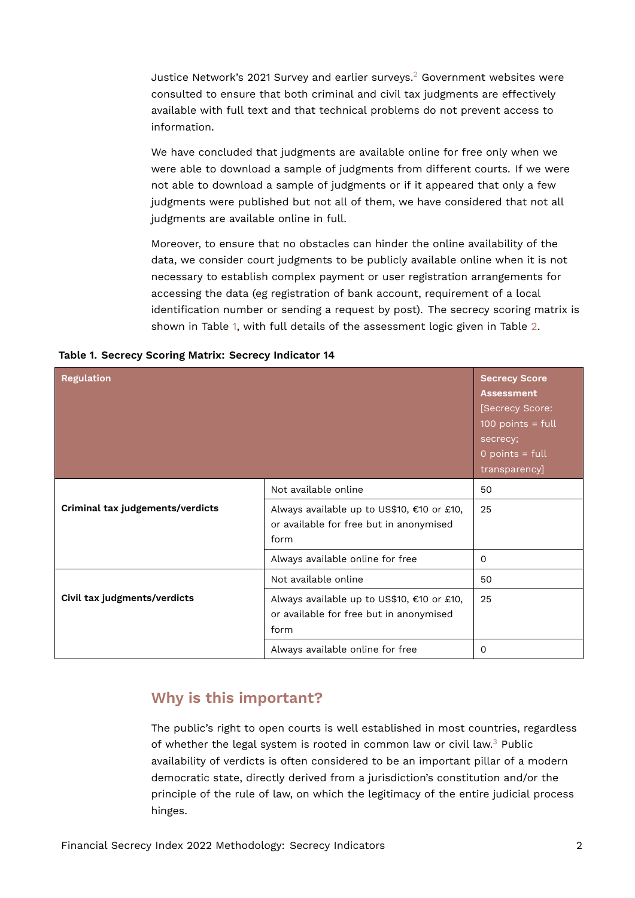Justice Network's 2021 Survey and earlier surveys.[2] Government websites were consulted to ensure that both criminal and civil tax judgments are effectively available with full text and that technical problems do not prevent access to information.

We have concluded that judgments are available online for free only when we were able to download a sample of judgments from different courts. If we were not able to download a sample of judgments or if it appeared that only a few judgments were published but not all of them, we have considered that not all judgments are available online in full.

Moreover, to ensure that no obstacles can hinder the online availability of the data, we consider court judgments to be publicly available online when it is not necessary to establish complex payment or user registration arrangements for accessing the data (eg registration of bank account, requirement of a local identification number or sending a request by post). The secrecy scoring matrix is shown in Table 1, with full details of the assessment logic given in Table 2.

**Table 1. Secrecy Scoring Matrix: Secrecy Indicator 14**

| Regulation | | Secrecy Score Assessment [Secrecy Score: 100 points = full secrecy; 0 points = full transparency] |
|---|---|---|
| **Criminal tax judgements/verdicts** | Not available online | 50 |
| | Always available up to US$10, €10 or £10, or available for free but in anonymised form | 25 |
| | Always available online for free | 0 |
| **Civil tax judgments/verdicts** | Not available online | 50 |
| | Always available up to US$10, €10 or £10, or available for free but in anonymised form | 25 |
| | Always available online for free | 0 |

## Why is this important?

The public's right to open courts is well established in most countries, regardless of whether the legal system is rooted in common law or civil law.[3] Public availability of verdicts is often considered to be an important pillar of a modern democratic state, directly derived from a jurisdiction's constitution and/or the principle of the rule of law, on which the legitimacy of the entire judicial process hinges.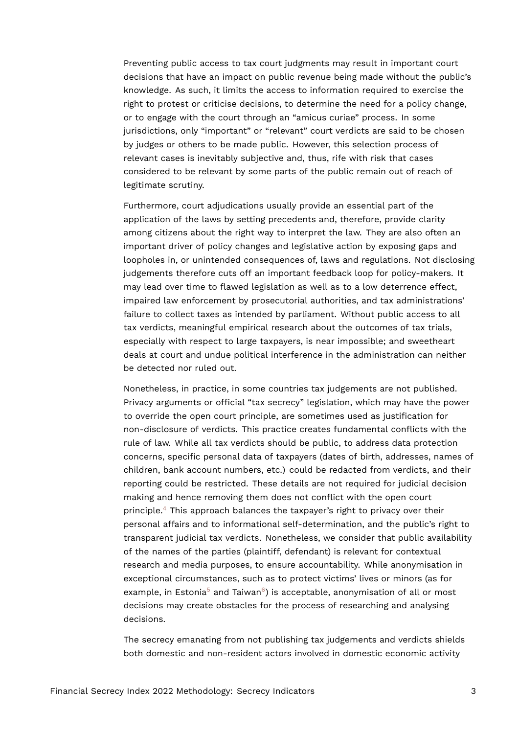Preventing public access to tax court judgments may result in important court decisions that have an impact on public revenue being made without the public's knowledge. As such, it limits the access to information required to exercise the right to protest or criticise decisions, to determine the need for a policy change, or to engage with the court through an "amicus curiae" process. In some jurisdictions, only "important" or "relevant" court verdicts are said to be chosen by judges or others to be made public. However, this selection process of relevant cases is inevitably subjective and, thus, rife with risk that cases considered to be relevant by some parts of the public remain out of reach of legitimate scrutiny.

Furthermore, court adjudications usually provide an essential part of the application of the laws by setting precedents and, therefore, provide clarity among citizens about the right way to interpret the law. They are also often an important driver of policy changes and legislative action by exposing gaps and loopholes in, or unintended consequences of, laws and regulations. Not disclosing judgements therefore cuts off an important feedback loop for policy-makers. It may lead over time to flawed legislation as well as to a low deterrence effect, impaired law enforcement by prosecutorial authorities, and tax administrations' failure to collect taxes as intended by parliament. Without public access to all tax verdicts, meaningful empirical research about the outcomes of tax trials, especially with respect to large taxpayers, is near impossible; and sweetheart deals at court and undue political interference in the administration can neither be detected nor ruled out.

Nonetheless, in practice, in some countries tax judgements are not published. Privacy arguments or official "tax secrecy" legislation, which may have the power to override the open court principle, are sometimes used as justification for non-disclosure of verdicts. This practice creates fundamental conflicts with the rule of law. While all tax verdicts should be public, to address data protection concerns, specific personal data of taxpayers (dates of birth, addresses, names of children, bank account numbers, etc.) could be redacted from verdicts, and their reporting could be restricted. These details are not required for judicial decision making and hence removing them does not conflict with the open court principle.[4] This approach balances the taxpayer's right to privacy over their personal affairs and to informational self-determination, and the public's right to transparent judicial tax verdicts. Nonetheless, we consider that public availability of the names of the parties (plaintiff, defendant) is relevant for contextual research and media purposes, to ensure accountability. While anonymisation in exceptional circumstances, such as to protect victims' lives or minors (as for example, in Estonia[5] and Taiwan[6]) is acceptable, anonymisation of all or most decisions may create obstacles for the process of researching and analysing decisions.

The secrecy emanating from not publishing tax judgements and verdicts shields both domestic and non-resident actors involved in domestic economic activity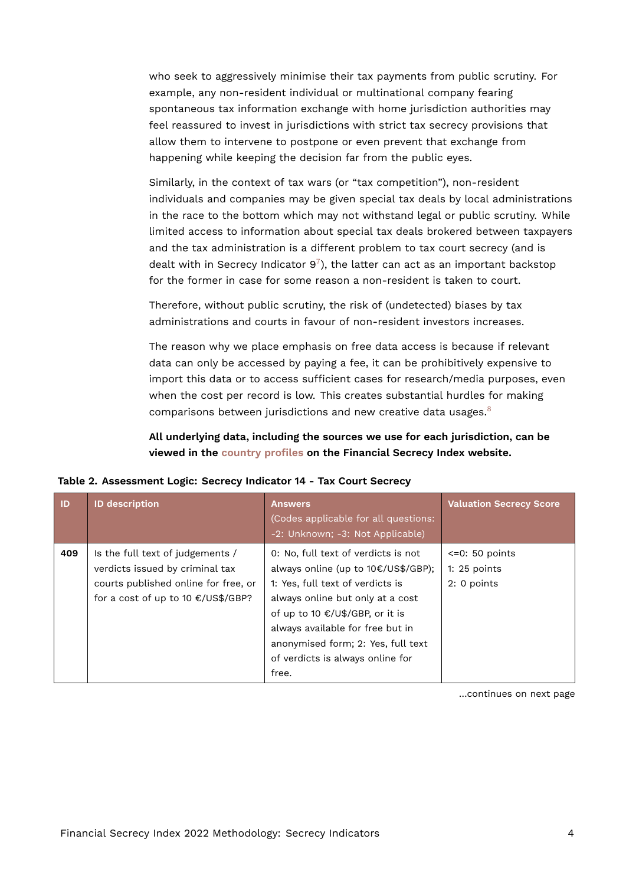who seek to aggressively minimise their tax payments from public scrutiny. For example, any non-resident individual or multinational company fearing spontaneous tax information exchange with home jurisdiction authorities may feel reassured to invest in jurisdictions with strict tax secrecy provisions that allow them to intervene to postpone or even prevent that exchange from happening while keeping the decision far from the public eyes.

Similarly, in the context of tax wars (or "tax competition"), non-resident individuals and companies may be given special tax deals by local administrations in the race to the bottom which may not withstand legal or public scrutiny. While limited access to information about special tax deals brokered between taxpayers and the tax administration is a different problem to tax court secrecy (and is dealt with in Secrecy Indicator 9[7]), the latter can act as an important backstop for the former in case for some reason a non-resident is taken to court.

Therefore, without public scrutiny, the risk of (undetected) biases by tax administrations and courts in favour of non-resident investors increases.

The reason why we place emphasis on free data access is because if relevant data can only be accessed by paying a fee, it can be prohibitively expensive to import this data or to access sufficient cases for research/media purposes, even when the cost per record is low. This creates substantial hurdles for making comparisons between jurisdictions and new creative data usages.[8]

**All underlying data, including the sources we use for each jurisdiction, can be viewed in the country profiles on the Financial Secrecy Index website.**

**Table 2. Assessment Logic: Secrecy Indicator 14 - Tax Court Secrecy**

| ID | ID description | Answers (Codes applicable for all questions: -2: Unknown; -3: Not Applicable) | Valuation Secrecy Score |
|---|---|---|---|
| **409** | Is the full text of judgements / verdicts issued by criminal tax courts published online for free, or for a cost of up to 10 €/US$/GBP? | 0: No, full text of verdicts is not always online (up to 10€/US$/GBP); 1: Yes, full text of verdicts is always online but only at a cost of up to 10 €/U$/GBP, or it is always available for free but in anonymised form; 2: Yes, full text of verdicts is always online for free. | <=0: 50 points<br>1: 25 points<br>2: 0 points |

...continues on next page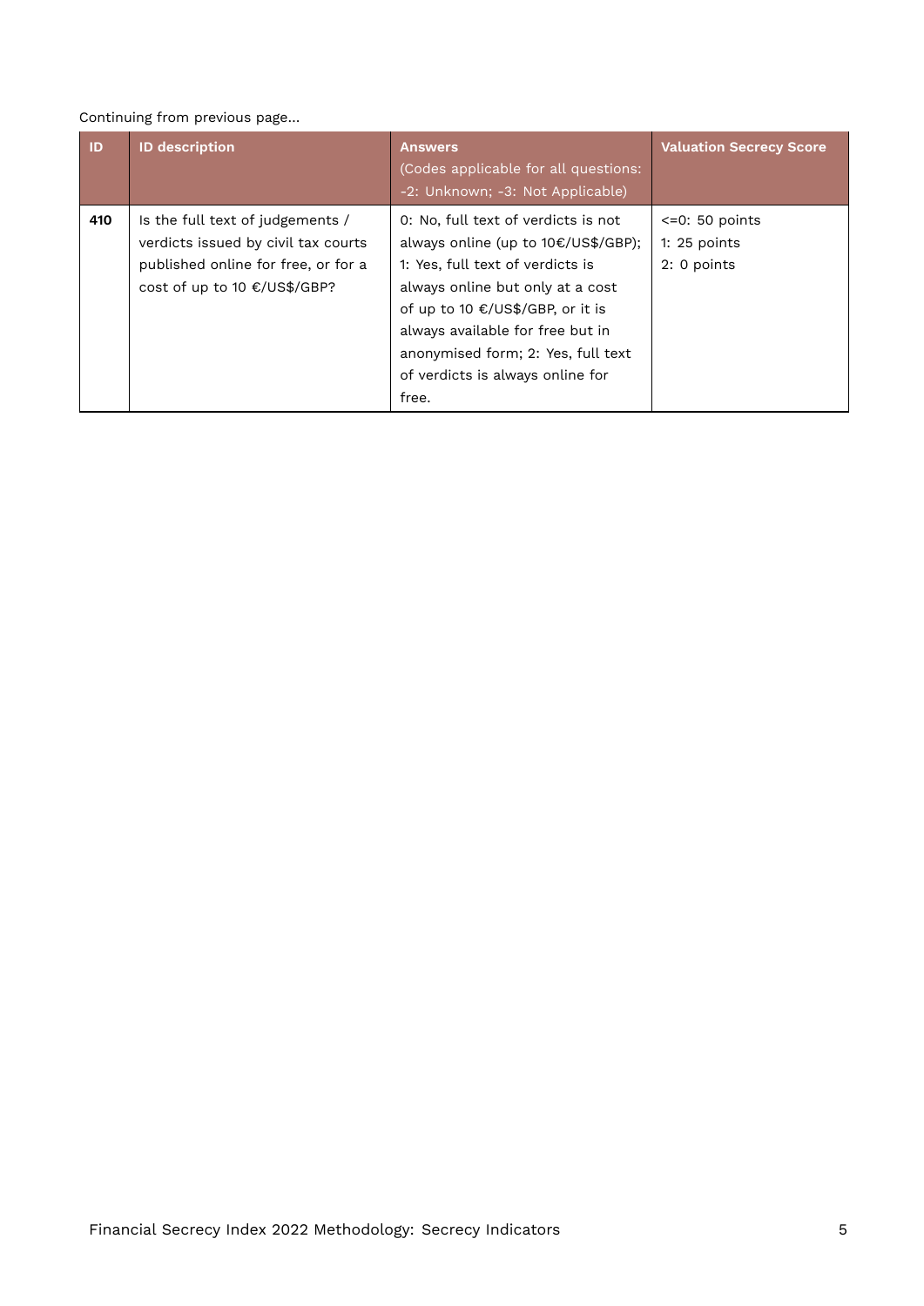Continuing from previous page...

| ID | ID description | Answers (Codes applicable for all questions: -2: Unknown; -3: Not Applicable) | Valuation Secrecy Score |
|---|---|---|---|
| **410** | Is the full text of judgements / verdicts issued by civil tax courts published online for free, or for a cost of up to 10 €/US$/GBP? | 0: No, full text of verdicts is not always online (up to 10€/US$/GBP); 1: Yes, full text of verdicts is always online but only at a cost of up to 10 €/US$/GBP, or it is always available for free but in anonymised form; 2: Yes, full text of verdicts is always online for free. | <=0: 50 points<br>1: 25 points<br>2: 0 points |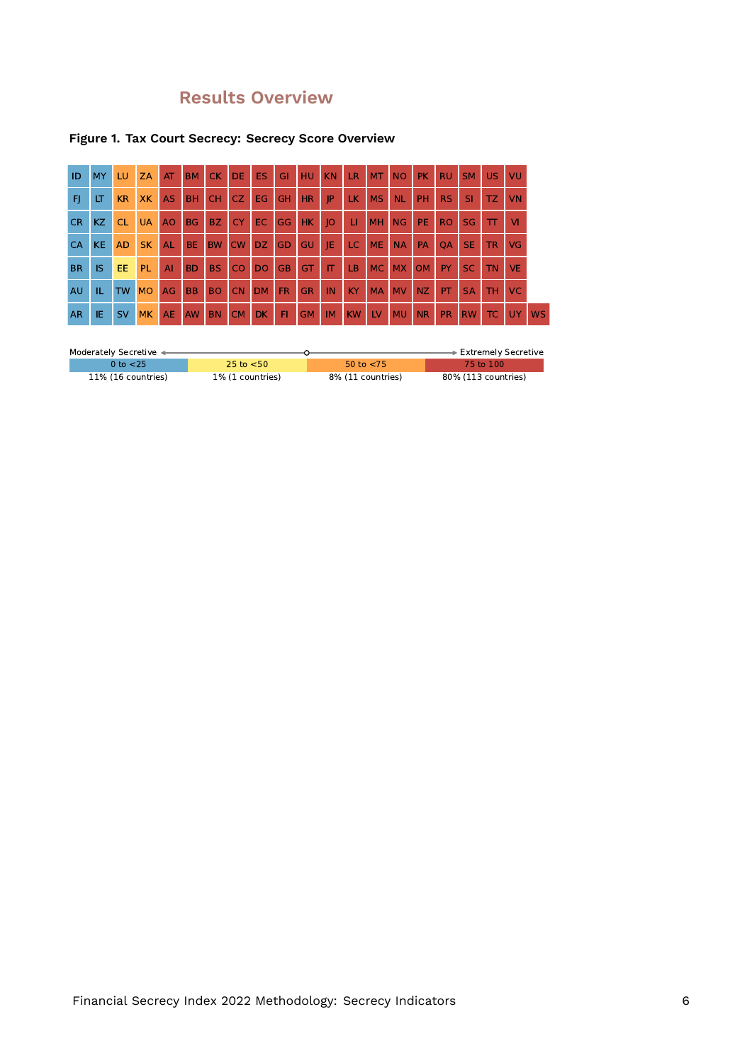## Results Overview

**Figure 1. Tax Court Secrecy: Secrecy Score Overview**

| | | | | | | | | | | | | | | | | | | | |
|---|---|---|---|---|---|---|---|---|---|---|---|---|---|---|---|---|---|---|---|
| ID | MY | LU | ZA | AT | BM | CK | DE | ES | GI | HU | KN | LR | MT | NO | PK | RU | SM | US | VU |
| FJ | LT | KR | XK | AS | BH | CH | CZ | EG | GH | HR | JP | LK | MS | NL | PH | RS | SI | TZ | VN |
| CR | KZ | CL | UA | AO | BG | BZ | CY | EC | GG | HK | JO | LI | MH | NG | PE | RO | SG | TT | VI |
| CA | KE | AD | SK | AL | BE | BW | CW | DZ | GD | GU | JE | LC | ME | NA | PA | QA | SE | TR | VG |
| BR | IS | EE | PL | AI | BD | BS | CO | DO | GB | GT | IT | LB | MC | MX | OM | PY | SC | TN | VE |
| AU | IL | TW | MO | AG | BB | BO | CN | DM | FR | GR | IN | KY | MA | MV | NZ | PT | SA | TH | VC |
| AR | IE | SV | MK | AE | AW | BN | CM | DK | FI | GM | IM | KW | LV | MU | NR | PR | RW | TC | UY | WS |

Moderately Secretive ← → Extremely Secretive

| 0 to <25 | 25 to <50 | 50 to <75 | 75 to 100 |
|---|---|---|---|
| 11% (16 countries) | 1% (1 countries) | 8% (11 countries) | 80% (113 countries) |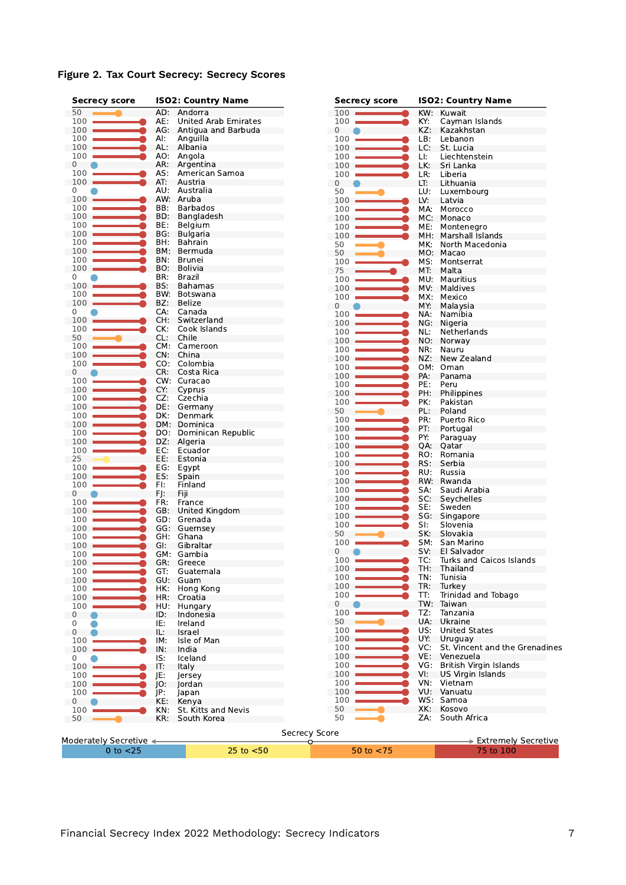**Figure 2. Tax Court Secrecy: Secrecy Scores**

| Secrecy score | ISO2: Country Name |
|---|---|
| 50 | AD: Andorra |
| 100 | AE: United Arab Emirates |
| 100 | AG: Antigua and Barbuda |
| 100 | AI: Anguilla |
| 100 | AL: Albania |
| 100 | AO: Angola |
| 0 | AR: Argentina |
| 100 | AS: American Samoa |
| 100 | AT: Austria |
| 0 | AU: Australia |
| 100 | AW: Aruba |
| 100 | BB: Barbados |
| 100 | BD: Bangladesh |
| 100 | BE: Belgium |
| 100 | BG: Bulgaria |
| 100 | BH: Bahrain |
| 100 | BM: Bermuda |
| 100 | BN: Brunei |
| 100 | BO: Bolivia |
| 0 | BR: Brazil |
| 100 | BS: Bahamas |
| 100 | BW: Botswana |
| 100 | BZ: Belize |
| 0 | CA: Canada |
| 100 | CH: Switzerland |
| 100 | CK: Cook Islands |
| 50 | CL: Chile |
| 100 | CM: Cameroon |
| 100 | CN: China |
| 100 | CO: Colombia |
| 0 | CR: Costa Rica |
| 100 | CW: Curacao |
| 100 | CY: Cyprus |
| 100 | CZ: Czechia |
| 100 | DE: Germany |
| 100 | DK: Denmark |
| 100 | DM: Dominica |
| 100 | DO: Dominican Republic |
| 100 | DZ: Algeria |
| 100 | EC: Ecuador |
| 25 | EE: Estonia |
| 100 | EG: Egypt |
| 100 | ES: Spain |
| 100 | FI: Finland |
| 0 | FJ: Fiji |
| 100 | FR: France |
| 100 | GB: United Kingdom |
| 100 | GD: Grenada |
| 100 | GG: Guernsey |
| 100 | GH: Ghana |
| 100 | GI: Gibraltar |
| 100 | GM: Gambia |
| 100 | GR: Greece |
| 100 | GT: Guatemala |
| 100 | GU: Guam |
| 100 | HK: Hong Kong |
| 100 | HR: Croatia |
| 100 | HU: Hungary |
| 0 | ID: Indonesia |
| 0 | IE: Ireland |
| 0 | IL: Israel |
| 100 | IM: Isle of Man |
| 100 | IN: India |
| 0 | IS: Iceland |
| 100 | IT: Italy |
| 100 | JE: Jersey |
| 100 | JO: Jordan |
| 100 | JP: Japan |
| 0 | KE: Kenya |
| 100 | KN: St. Kitts and Nevis |
| 50 | KR: South Korea |
| 100 | KW: Kuwait |
| 100 | KY: Cayman Islands |
| 0 | KZ: Kazakhstan |
| 100 | LB: Lebanon |
| 100 | LC: St. Lucia |
| 100 | LI: Liechtenstein |
| 100 | LK: Sri Lanka |
| 100 | LR: Liberia |
| 0 | LT: Lithuania |
| 50 | LU: Luxembourg |
| 100 | LV: Latvia |
| 100 | MA: Morocco |
| 100 | MC: Monaco |
| 100 | ME: Montenegro |
| 100 | MH: Marshall Islands |
| 50 | MK: North Macedonia |
| 50 | MO: Macao |
| 100 | MS: Montserrat |
| 75 | MT: Malta |
| 100 | MU: Mauritius |
| 100 | MV: Maldives |
| 100 | MX: Mexico |
| 0 | MY: Malaysia |
| 100 | NA: Namibia |
| 100 | NG: Nigeria |
| 100 | NL: Netherlands |
| 100 | NO: Norway |
| 100 | NR: Nauru |
| 100 | NZ: New Zealand |
| 100 | OM: Oman |
| 100 | PA: Panama |
| 100 | PE: Peru |
| 100 | PH: Philippines |
| 100 | PK: Pakistan |
| 50 | PL: Poland |
| 100 | PR: Puerto Rico |
| 100 | PT: Portugal |
| 100 | PY: Paraguay |
| 100 | QA: Qatar |
| 100 | RO: Romania |
| 100 | RS: Serbia |
| 100 | RU: Russia |
| 100 | RW: Rwanda |
| 100 | SA: Saudi Arabia |
| 100 | SC: Seychelles |
| 100 | SE: Sweden |
| 100 | SG: Singapore |
| 100 | SI: Slovenia |
| 50 | SK: Slovakia |
| 100 | SM: San Marino |
| 0 | SV: El Salvador |
| 100 | TC: Turks and Caicos Islands |
| 100 | TH: Thailand |
| 100 | TN: Tunisia |
| 100 | TR: Turkey |
| 100 | TT: Trinidad and Tobago |
| 0 | TW: Taiwan |
| 100 | TZ: Tanzania |
| 50 | UA: Ukraine |
| 100 | US: United States |
| 100 | UY: Uruguay |
| 100 | VC: St. Vincent and the Grenadines |
| 100 | VE: Venezuela |
| 100 | VG: British Virgin Islands |
| 100 | VI: US Virgin Islands |
| 100 | VN: Vietnam |
| 100 | VU: Vanuatu |
| 100 | WS: Samoa |
| 50 | XK: Kosovo |
| 50 | ZA: South Africa |

Secrecy Score: Moderately Secretive ← → Extremely Secretive

| 0 to <25 | 25 to <50 | 50 to <75 | 75 to 100 |
|---|---|---|---|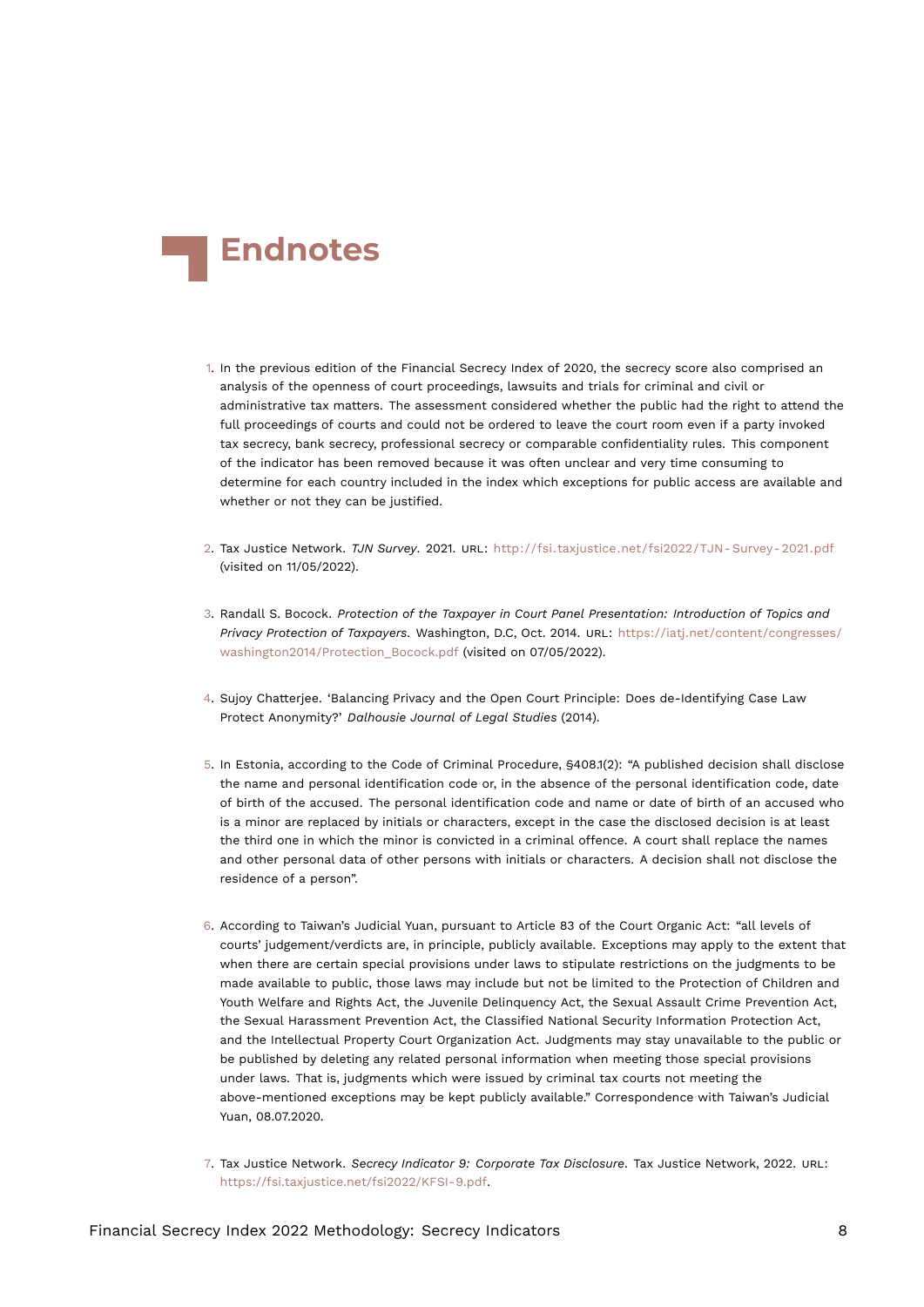# Endnotes

1. In the previous edition of the Financial Secrecy Index of 2020, the secrecy score also comprised an analysis of the openness of court proceedings, lawsuits and trials for criminal and civil or administrative tax matters. The assessment considered whether the public had the right to attend the full proceedings of courts and could not be ordered to leave the court room even if a party invoked tax secrecy, bank secrecy, professional secrecy or comparable confidentiality rules. This component of the indicator has been removed because it was often unclear and very time consuming to determine for each country included in the index which exceptions for public access are available and whether or not they can be justified.

2. Tax Justice Network. *TJN Survey*. 2021. URL: http://fsi.taxjustice.net/fsi2022/TJN-Survey-2021.pdf (visited on 11/05/2022).

3. Randall S. Bocock. *Protection of the Taxpayer in Court Panel Presentation: Introduction of Topics and Privacy Protection of Taxpayers*. Washington, D.C, Oct. 2014. URL: https://iatj.net/content/congresses/washington2014/Protection_Bocock.pdf (visited on 07/05/2022).

4. Sujoy Chatterjee. 'Balancing Privacy and the Open Court Principle: Does de-Identifying Case Law Protect Anonymity?' *Dalhousie Journal of Legal Studies* (2014).

5. In Estonia, according to the Code of Criminal Procedure, §408.1(2): "A published decision shall disclose the name and personal identification code or, in the absence of the personal identification code, date of birth of the accused. The personal identification code and name or date of birth of an accused who is a minor are replaced by initials or characters, except in the case the disclosed decision is at least the third one in which the minor is convicted in a criminal offence. A court shall replace the names and other personal data of other persons with initials or characters. A decision shall not disclose the residence of a person".

6. According to Taiwan's Judicial Yuan, pursuant to Article 83 of the Court Organic Act: "all levels of courts' judgement/verdicts are, in principle, publicly available. Exceptions may apply to the extent that when there are certain special provisions under laws to stipulate restrictions on the judgments to be made available to public, those laws may include but not be limited to the Protection of Children and Youth Welfare and Rights Act, the Juvenile Delinquency Act, the Sexual Assault Crime Prevention Act, the Sexual Harassment Prevention Act, the Classified National Security Information Protection Act, and the Intellectual Property Court Organization Act. Judgments may stay unavailable to the public or be published by deleting any related personal information when meeting those special provisions under laws. That is, judgments which were issued by criminal tax courts not meeting the above-mentioned exceptions may be kept publicly available." Correspondence with Taiwan's Judicial Yuan, 08.07.2020.

7. Tax Justice Network. *Secrecy Indicator 9: Corporate Tax Disclosure*. Tax Justice Network, 2022. URL: https://fsi.taxjustice.net/fsi2022/KFSI-9.pdf.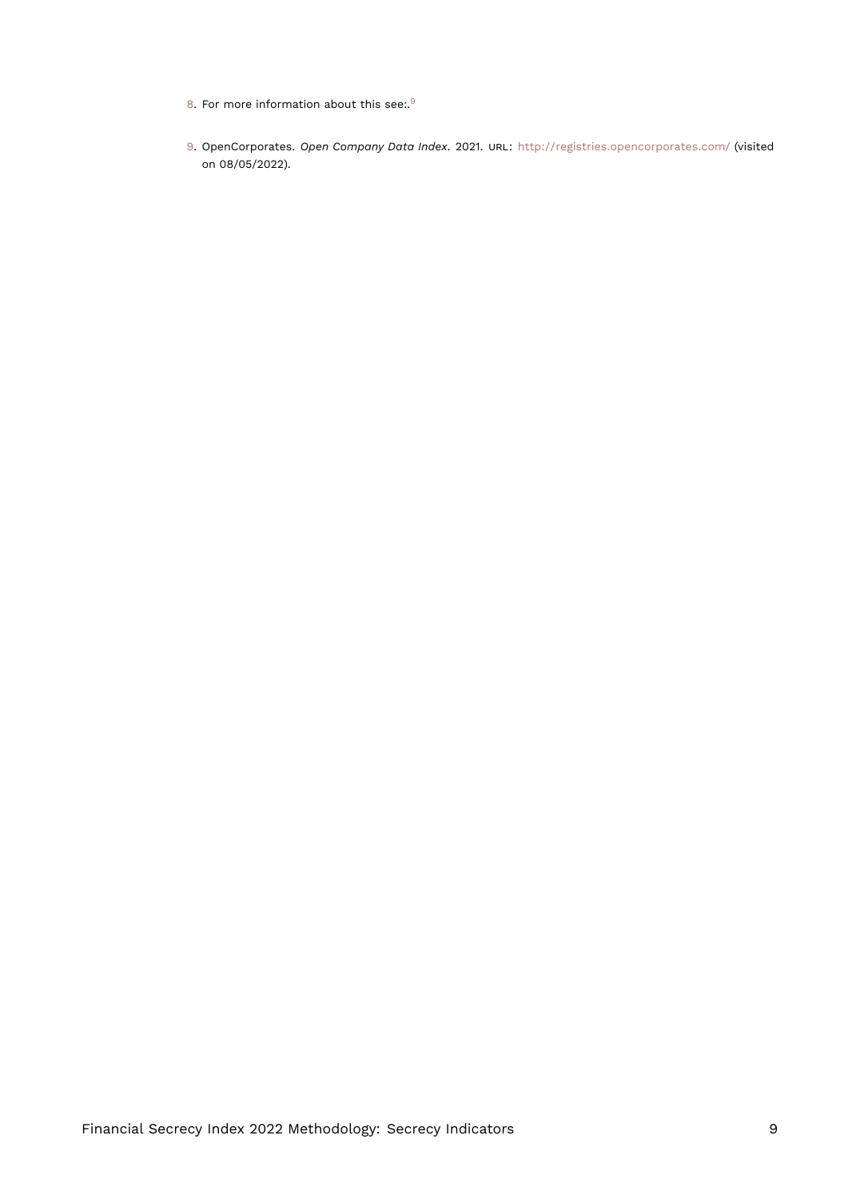8. For more information about this see:.[9]

9. OpenCorporates. *Open Company Data Index*. 2021. URL: http://registries.opencorporates.com/ (visited on 08/05/2022).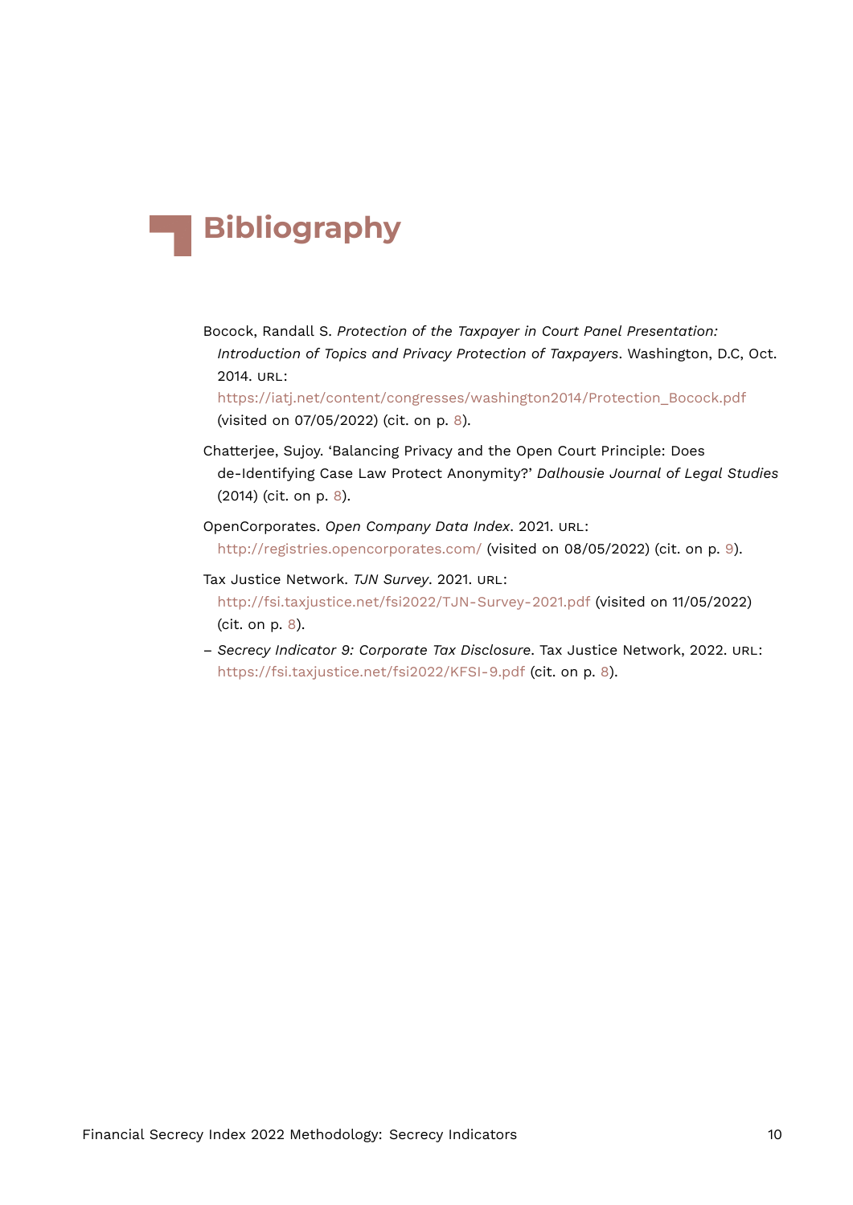# Bibliography

Bocock, Randall S. *Protection of the Taxpayer in Court Panel Presentation: Introduction of Topics and Privacy Protection of Taxpayers*. Washington, D.C, Oct. 2014. URL: https://iatj.net/content/congresses/washington2014/Protection_Bocock.pdf (visited on 07/05/2022) (cit. on p. 8).

Chatterjee, Sujoy. 'Balancing Privacy and the Open Court Principle: Does de-Identifying Case Law Protect Anonymity?' *Dalhousie Journal of Legal Studies* (2014) (cit. on p. 8).

OpenCorporates. *Open Company Data Index*. 2021. URL: http://registries.opencorporates.com/ (visited on 08/05/2022) (cit. on p. 9).

Tax Justice Network. *TJN Survey*. 2021. URL: http://fsi.taxjustice.net/fsi2022/TJN-Survey-2021.pdf (visited on 11/05/2022) (cit. on p. 8).

– *Secrecy Indicator 9: Corporate Tax Disclosure*. Tax Justice Network, 2022. URL: https://fsi.taxjustice.net/fsi2022/KFSI-9.pdf (cit. on p. 8).